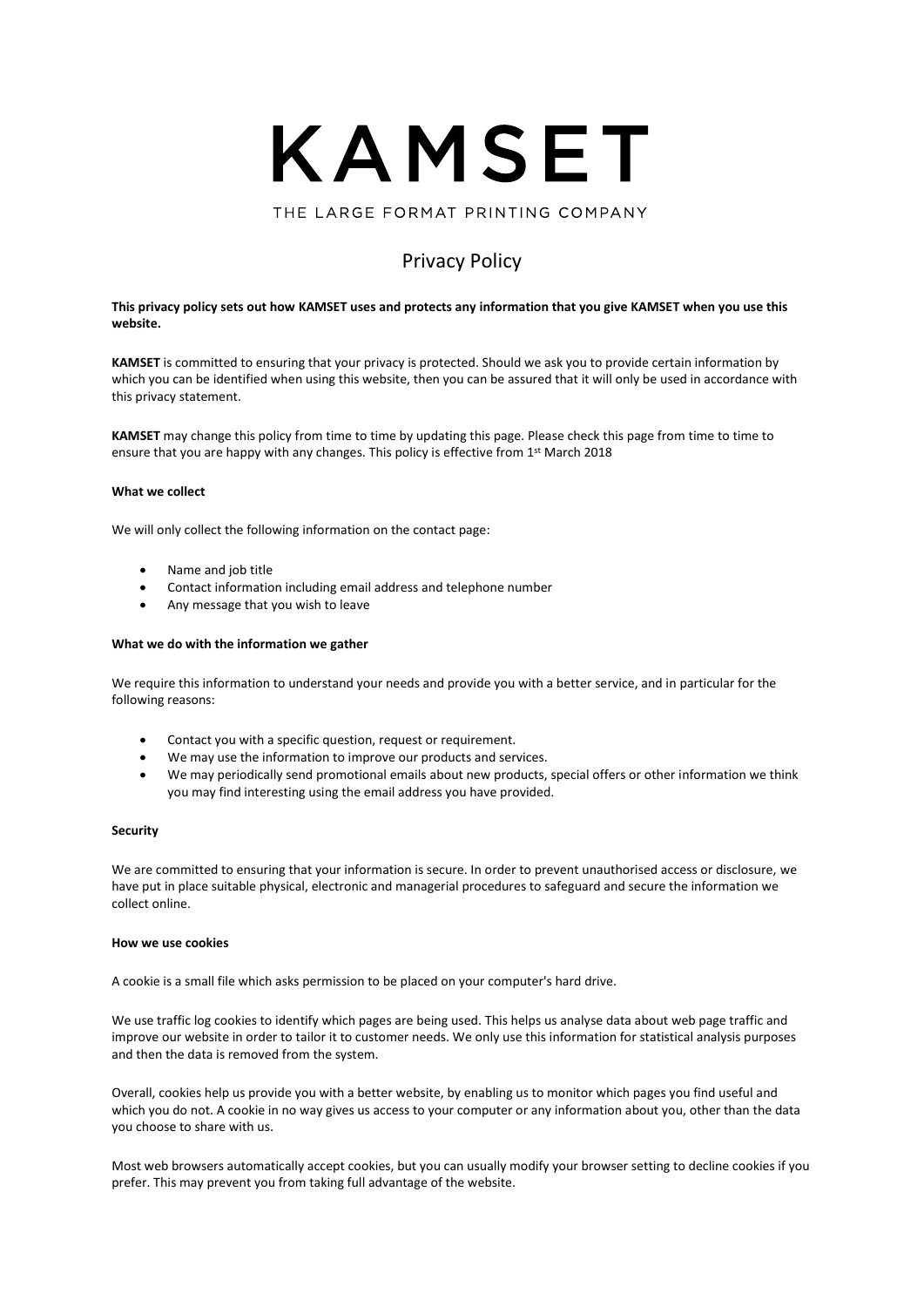# KAMSET

THE LARGE FORMAT PRINTING COMPANY

## Privacy Policy

**This privacy policy sets out how KAMSET uses and protects any information that you give KAMSET when you use this website.**

**KAMSET** is committed to ensuring that your privacy is protected. Should we ask you to provide certain information by which you can be identified when using this website, then you can be assured that it will only be used in accordance with this privacy statement.

**KAMSET** may change this policy from time to time by updating this page. Please check this page from time to time to ensure that you are happy with any changes. This policy is effective from 1st March 2018

**What we collect**

We will only collect the following information on the contact page:

- Name and job title
- Contact information including email address and telephone number
- Any message that you wish to leave

**What we do with the information we gather**

We require this information to understand your needs and provide you with a better service, and in particular for the following reasons:

- Contact you with a specific question, request or requirement.
- We may use the information to improve our products and services.
- We may periodically send promotional emails about new products, special offers or other information we think you may find interesting using the email address you have provided.

**Security**

We are committed to ensuring that your information is secure. In order to prevent unauthorised access or disclosure, we have put in place suitable physical, electronic and managerial procedures to safeguard and secure the information we collect online.

**How we use cookies**

A cookie is a small file which asks permission to be placed on your computer's hard drive.

We use traffic log cookies to identify which pages are being used. This helps us analyse data about web page traffic and improve our website in order to tailor it to customer needs. We only use this information for statistical analysis purposes and then the data is removed from the system.

Overall, cookies help us provide you with a better website, by enabling us to monitor which pages you find useful and which you do not. A cookie in no way gives us access to your computer or any information about you, other than the data you choose to share with us.

Most web browsers automatically accept cookies, but you can usually modify your browser setting to decline cookies if you prefer. This may prevent you from taking full advantage of the website.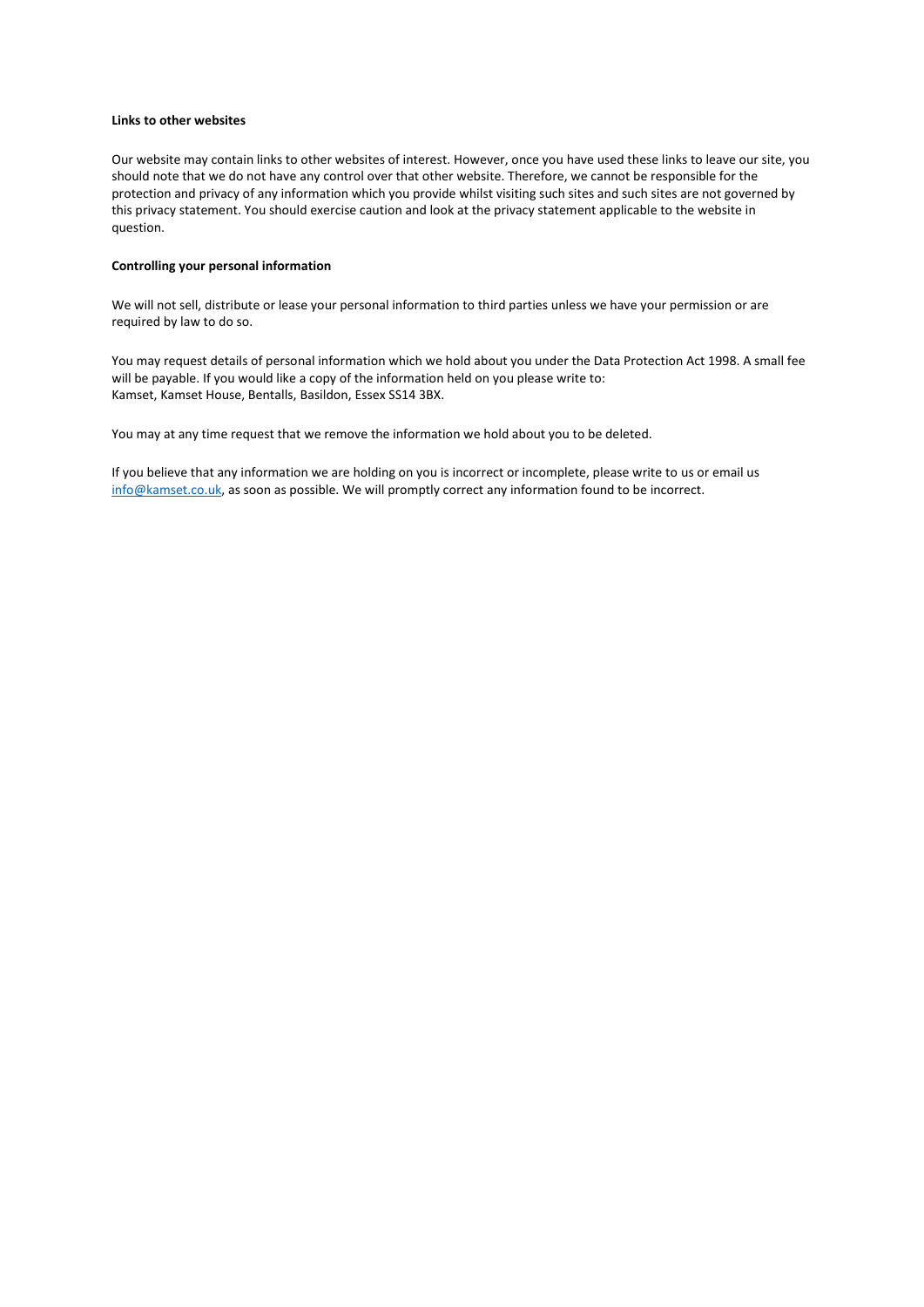**Links to other websites**

Our website may contain links to other websites of interest. However, once you have used these links to leave our site, you should note that we do not have any control over that other website. Therefore, we cannot be responsible for the protection and privacy of any information which you provide whilst visiting such sites and such sites are not governed by this privacy statement. You should exercise caution and look at the privacy statement applicable to the website in question.

**Controlling your personal information**

We will not sell, distribute or lease your personal information to third parties unless we have your permission or are required by law to do so.

You may request details of personal information which we hold about you under the Data Protection Act 1998. A small fee will be payable. If you would like a copy of the information held on you please write to:
Kamset, Kamset House, Bentalls, Basildon, Essex SS14 3BX.

You may at any time request that we remove the information we hold about you to be deleted.

If you believe that any information we are holding on you is incorrect or incomplete, please write to us or email us info@kamset.co.uk, as soon as possible. We will promptly correct any information found to be incorrect.